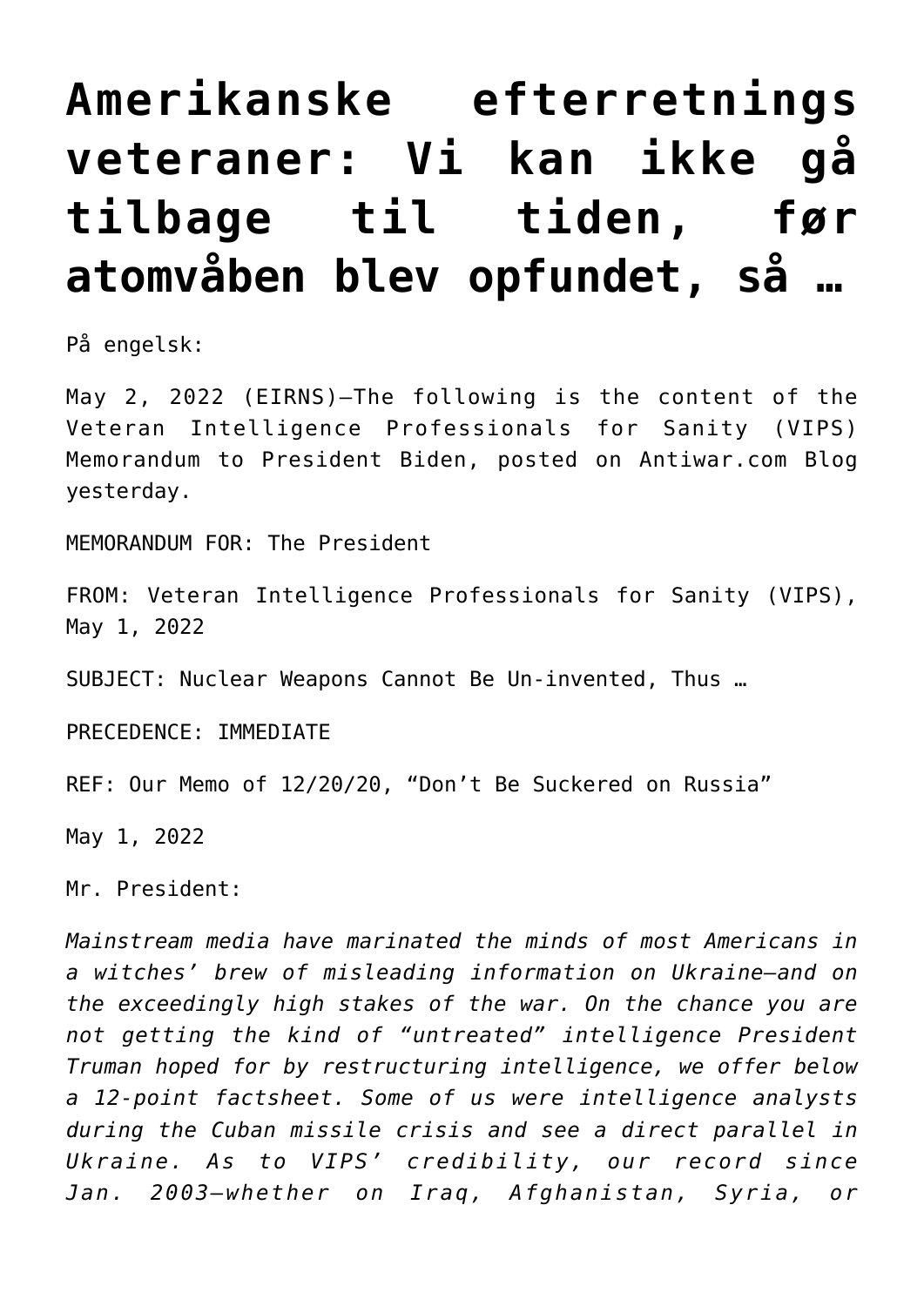# Amerikanske efterretnings veteraner: Vi kan ikke gå tilbage til tiden, før atomvåben blev opfundet, så …

På engelsk:

May 2, 2022 (EIRNS)—The following is the content of the Veteran Intelligence Professionals for Sanity (VIPS) Memorandum to President Biden, posted on Antiwar.com Blog yesterday.

MEMORANDUM FOR: The President

FROM: Veteran Intelligence Professionals for Sanity (VIPS), May 1, 2022

SUBJECT: Nuclear Weapons Cannot Be Un-invented, Thus …

PRECEDENCE: IMMEDIATE

REF: Our Memo of 12/20/20, "Don't Be Suckered on Russia"

May 1, 2022

Mr. President:

*Mainstream media have marinated the minds of most Americans in a witches' brew of misleading information on Ukraine—and on the exceedingly high stakes of the war. On the chance you are not getting the kind of "untreated" intelligence President Truman hoped for by restructuring intelligence, we offer below a 12-point factsheet. Some of us were intelligence analysts during the Cuban missile crisis and see a direct parallel in Ukraine. As to VIPS' credibility, our record since Jan. 2003—whether on Iraq, Afghanistan, Syria, or*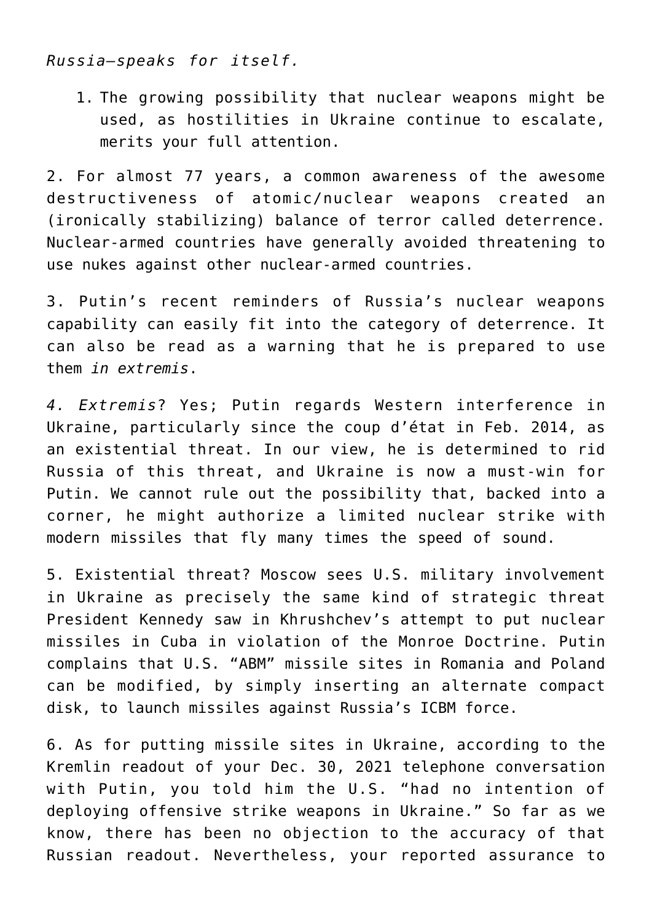*Russia—speaks for itself.*

1. The growing possibility that nuclear weapons might be used, as hostilities in Ukraine continue to escalate, merits your full attention.

2. For almost 77 years, a common awareness of the awesome destructiveness of atomic/nuclear weapons created an (ironically stabilizing) balance of terror called deterrence. Nuclear-armed countries have generally avoided threatening to use nukes against other nuclear-armed countries.

3. Putin's recent reminders of Russia's nuclear weapons capability can easily fit into the category of deterrence. It can also be read as a warning that he is prepared to use them *in extremis*.

*4. Extremis*? Yes; Putin regards Western interference in Ukraine, particularly since the coup d'état in Feb. 2014, as an existential threat. In our view, he is determined to rid Russia of this threat, and Ukraine is now a must-win for Putin. We cannot rule out the possibility that, backed into a corner, he might authorize a limited nuclear strike with modern missiles that fly many times the speed of sound.

5. Existential threat? Moscow sees U.S. military involvement in Ukraine as precisely the same kind of strategic threat President Kennedy saw in Khrushchev's attempt to put nuclear missiles in Cuba in violation of the Monroe Doctrine. Putin complains that U.S. "ABM" missile sites in Romania and Poland can be modified, by simply inserting an alternate compact disk, to launch missiles against Russia's ICBM force.

6. As for putting missile sites in Ukraine, according to the Kremlin readout of your Dec. 30, 2021 telephone conversation with Putin, you told him the U.S. "had no intention of deploying offensive strike weapons in Ukraine." So far as we know, there has been no objection to the accuracy of that Russian readout. Nevertheless, your reported assurance to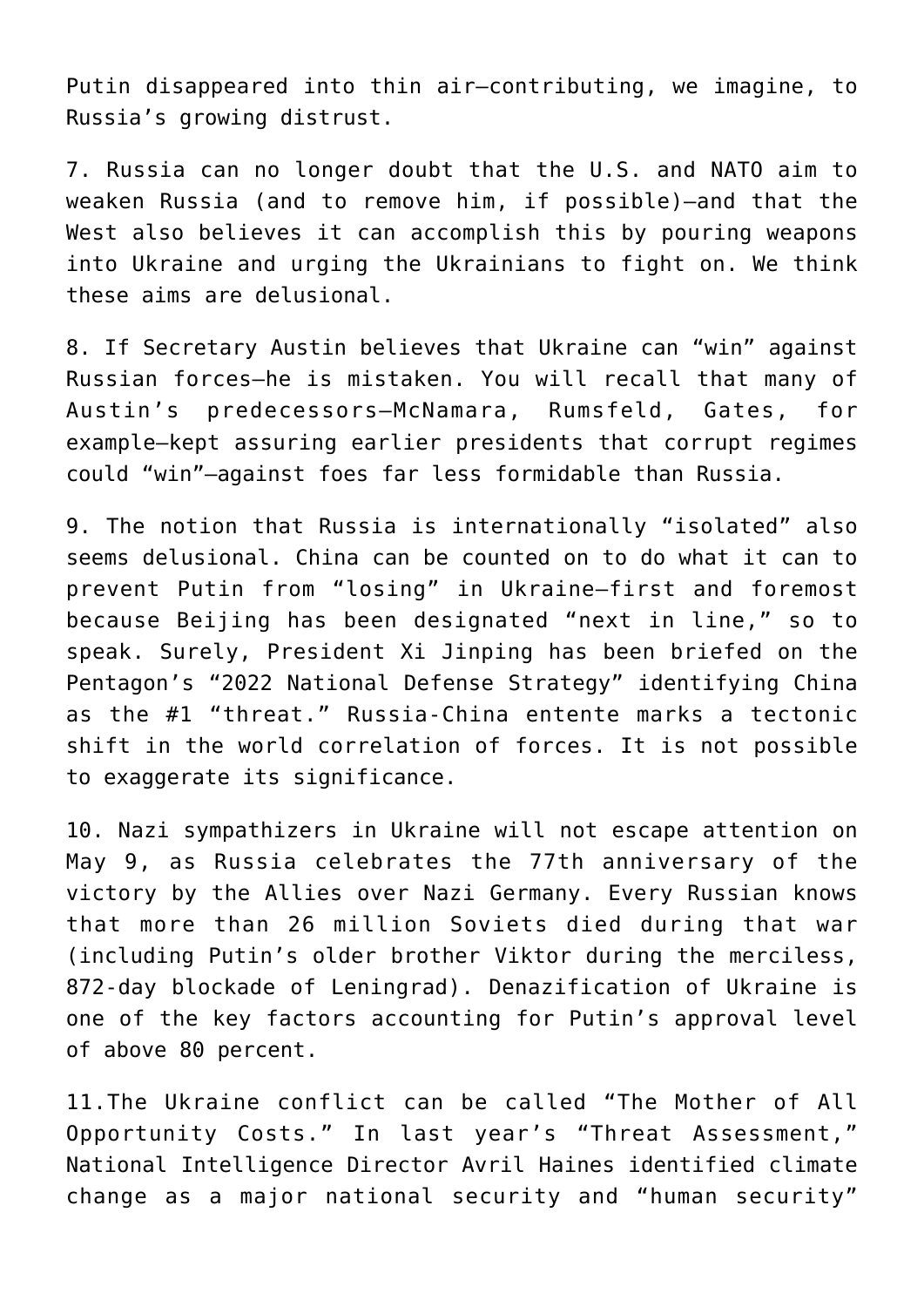Putin disappeared into thin air—contributing, we imagine, to Russia's growing distrust.

7. Russia can no longer doubt that the U.S. and NATO aim to weaken Russia (and to remove him, if possible)—and that the West also believes it can accomplish this by pouring weapons into Ukraine and urging the Ukrainians to fight on. We think these aims are delusional.

8. If Secretary Austin believes that Ukraine can "win" against Russian forces—he is mistaken. You will recall that many of Austin's predecessors—McNamara, Rumsfeld, Gates, for example—kept assuring earlier presidents that corrupt regimes could "win"—against foes far less formidable than Russia.

9. The notion that Russia is internationally "isolated" also seems delusional. China can be counted on to do what it can to prevent Putin from "losing" in Ukraine—first and foremost because Beijing has been designated "next in line," so to speak. Surely, President Xi Jinping has been briefed on the Pentagon's "2022 National Defense Strategy" identifying China as the #1 "threat." Russia-China entente marks a tectonic shift in the world correlation of forces. It is not possible to exaggerate its significance.

10. Nazi sympathizers in Ukraine will not escape attention on May 9, as Russia celebrates the 77th anniversary of the victory by the Allies over Nazi Germany. Every Russian knows that more than 26 million Soviets died during that war (including Putin's older brother Viktor during the merciless, 872-day blockade of Leningrad). Denazification of Ukraine is one of the key factors accounting for Putin's approval level of above 80 percent.

11.The Ukraine conflict can be called "The Mother of All Opportunity Costs." In last year's "Threat Assessment," National Intelligence Director Avril Haines identified climate change as a major national security and "human security"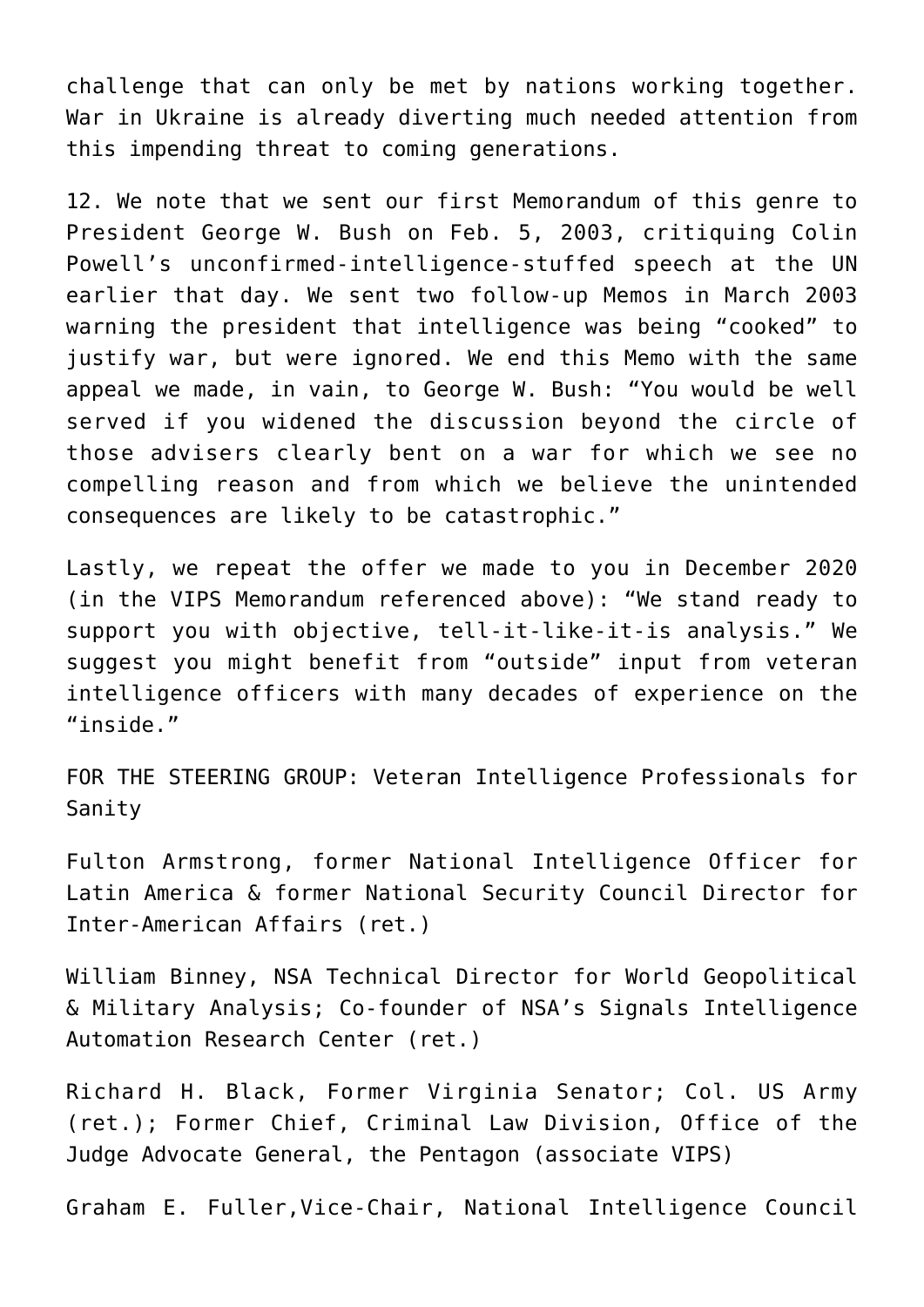challenge that can only be met by nations working together. War in Ukraine is already diverting much needed attention from this impending threat to coming generations.

12. We note that we sent our first Memorandum of this genre to President George W. Bush on Feb. 5, 2003, critiquing Colin Powell's unconfirmed-intelligence-stuffed speech at the UN earlier that day. We sent two follow-up Memos in March 2003 warning the president that intelligence was being "cooked" to justify war, but were ignored. We end this Memo with the same appeal we made, in vain, to George W. Bush: "You would be well served if you widened the discussion beyond the circle of those advisers clearly bent on a war for which we see no compelling reason and from which we believe the unintended consequences are likely to be catastrophic."

Lastly, we repeat the offer we made to you in December 2020 (in the VIPS Memorandum referenced above): "We stand ready to support you with objective, tell-it-like-it-is analysis." We suggest you might benefit from "outside" input from veteran intelligence officers with many decades of experience on the "inside."

FOR THE STEERING GROUP: Veteran Intelligence Professionals for Sanity

Fulton Armstrong, former National Intelligence Officer for Latin America & former National Security Council Director for Inter-American Affairs (ret.)

William Binney, NSA Technical Director for World Geopolitical & Military Analysis; Co-founder of NSA's Signals Intelligence Automation Research Center (ret.)

Richard H. Black, Former Virginia Senator; Col. US Army (ret.); Former Chief, Criminal Law Division, Office of the Judge Advocate General, the Pentagon (associate VIPS)

Graham E. Fuller,Vice-Chair, National Intelligence Council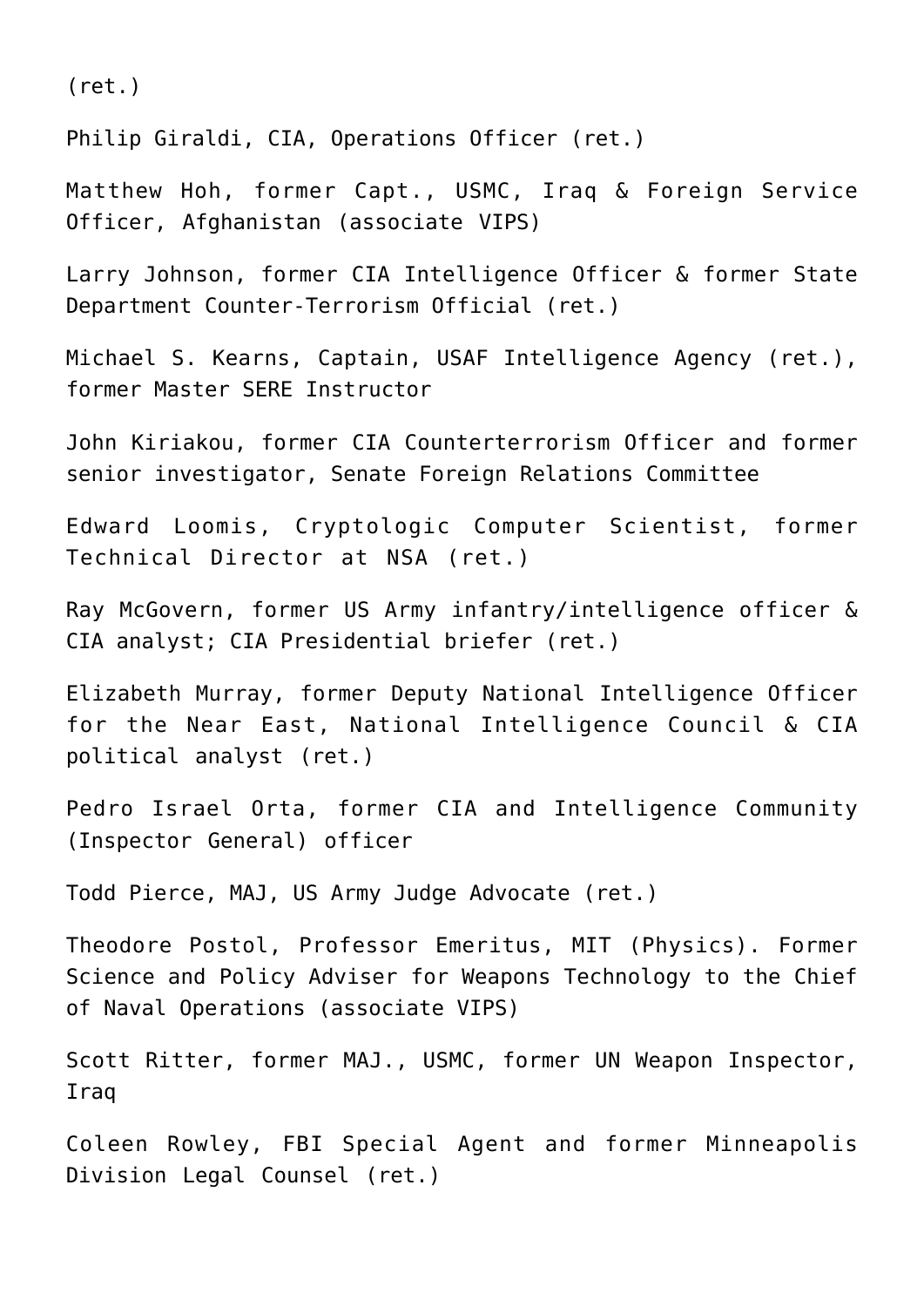(ret.)

Philip Giraldi, CIA, Operations Officer (ret.)

Matthew Hoh, former Capt., USMC, Iraq & Foreign Service Officer, Afghanistan (associate VIPS)

Larry Johnson, former CIA Intelligence Officer & former State Department Counter-Terrorism Official (ret.)

Michael S. Kearns, Captain, USAF Intelligence Agency (ret.), former Master SERE Instructor

John Kiriakou, former CIA Counterterrorism Officer and former senior investigator, Senate Foreign Relations Committee

Edward Loomis, Cryptologic Computer Scientist, former Technical Director at NSA (ret.)

Ray McGovern, former US Army infantry/intelligence officer & CIA analyst; CIA Presidential briefer (ret.)

Elizabeth Murray, former Deputy National Intelligence Officer for the Near East, National Intelligence Council & CIA political analyst (ret.)

Pedro Israel Orta, former CIA and Intelligence Community (Inspector General) officer

Todd Pierce, MAJ, US Army Judge Advocate (ret.)

Theodore Postol, Professor Emeritus, MIT (Physics). Former Science and Policy Adviser for Weapons Technology to the Chief of Naval Operations (associate VIPS)

Scott Ritter, former MAJ., USMC, former UN Weapon Inspector, Iraq

Coleen Rowley, FBI Special Agent and former Minneapolis Division Legal Counsel (ret.)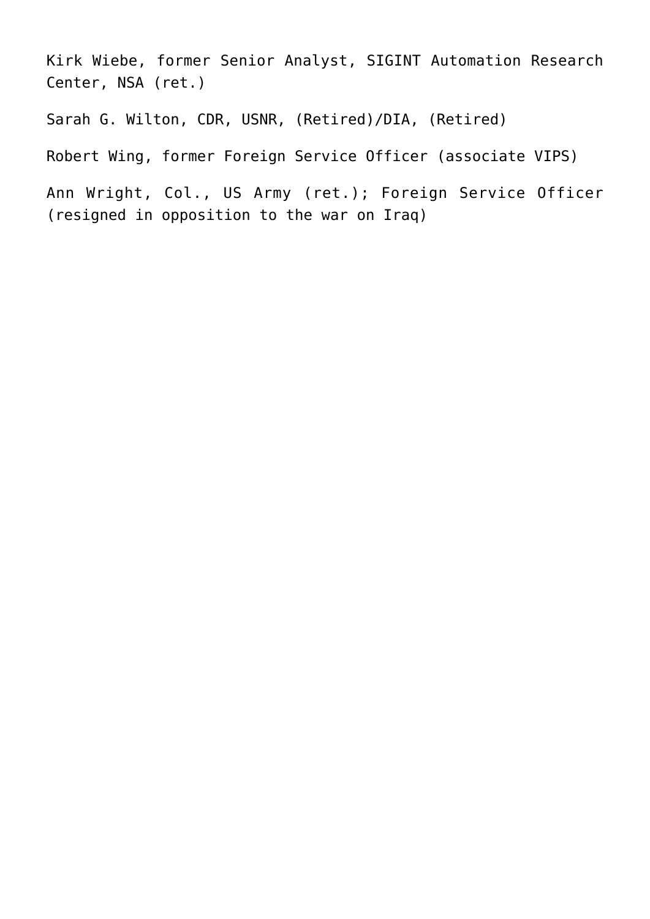Kirk Wiebe, former Senior Analyst, SIGINT Automation Research Center, NSA (ret.)

Sarah G. Wilton, CDR, USNR, (Retired)/DIA, (Retired)

Robert Wing, former Foreign Service Officer (associate VIPS)

Ann Wright, Col., US Army (ret.); Foreign Service Officer (resigned in opposition to the war on Iraq)